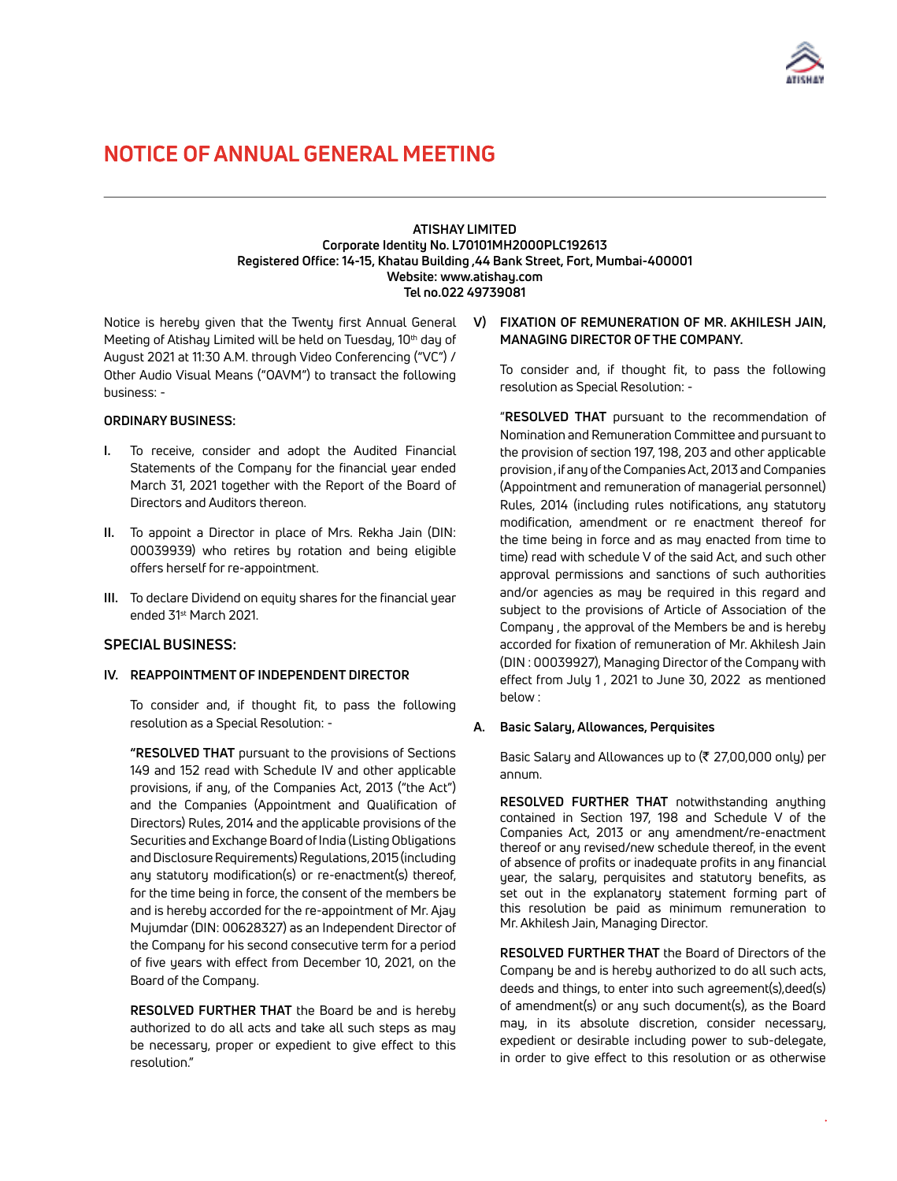# NOTICE OF ANNUAL GENERAL MEETING

**ATISHAY LIMITED**
**Corporate Identity No. L70101MH2000PLC192613**
**Registered Office: 14-15, Khatau Building ,44 Bank Street, Fort, Mumbai-400001**
**Website: www.atishay.com**
**Tel no.022 49739081**

Notice is hereby given that the Twenty first Annual General Meeting of Atishay Limited will be held on Tuesday, 10th day of August 2021 at 11:30 A.M. through Video Conferencing ("VC") / Other Audio Visual Means ("OAVM") to transact the following business: -

**ORDINARY BUSINESS:**

**I.** To receive, consider and adopt the Audited Financial Statements of the Company for the financial year ended March 31, 2021 together with the Report of the Board of Directors and Auditors thereon.

**II.** To appoint a Director in place of Mrs. Rekha Jain (DIN: 00039939) who retires by rotation and being eligible offers herself for re-appointment.

**III.** To declare Dividend on equity shares for the financial year ended 31st March 2021.

## SPECIAL BUSINESS:

### IV. REAPPOINTMENT OF INDEPENDENT DIRECTOR

To consider and, if thought fit, to pass the following resolution as a Special Resolution: -

"**RESOLVED THAT** pursuant to the provisions of Sections 149 and 152 read with Schedule IV and other applicable provisions, if any, of the Companies Act, 2013 ("the Act") and the Companies (Appointment and Qualification of Directors) Rules, 2014 and the applicable provisions of the Securities and Exchange Board of India (Listing Obligations and Disclosure Requirements) Regulations, 2015 (including any statutory modification(s) or re-enactment(s) thereof, for the time being in force, the consent of the members be and is hereby accorded for the re-appointment of Mr. Ajay Mujumdar (DIN: 00628327) as an Independent Director of the Company for his second consecutive term for a period of five years with effect from December 10, 2021, on the Board of the Company.

**RESOLVED FURTHER THAT** the Board be and is hereby authorized to do all acts and take all such steps as may be necessary, proper or expedient to give effect to this resolution."

### V) FIXATION OF REMUNERATION OF MR. AKHILESH JAIN, MANAGING DIRECTOR OF THE COMPANY.

To consider and, if thought fit, to pass the following resolution as Special Resolution: -

"**RESOLVED THAT** pursuant to the recommendation of Nomination and Remuneration Committee and pursuant to the provision of section 197, 198, 203 and other applicable provision , if any of the Companies Act, 2013 and Companies (Appointment and remuneration of managerial personnel) Rules, 2014 (including rules notifications, any statutory modification, amendment or re enactment thereof for the time being in force and as may enacted from time to time) read with schedule V of the said Act, and such other approval permissions and sanctions of such authorities and/or agencies as may be required in this regard and subject to the provisions of Article of Association of the Company , the approval of the Members be and is hereby accorded for fixation of remuneration of Mr. Akhilesh Jain (DIN : 00039927), Managing Director of the Company with effect from July 1 , 2021 to June 30, 2022 as mentioned below :

**A. Basic Salary, Allowances, Perquisites**

Basic Salary and Allowances up to (₹ 27,00,000 only) per annum.

**RESOLVED FURTHER THAT** notwithstanding anything contained in Section 197, 198 and Schedule V of the Companies Act, 2013 or any amendment/re-enactment thereof or any revised/new schedule thereof, in the event of absence of profits or inadequate profits in any financial year, the salary, perquisites and statutory benefits, as set out in the explanatory statement forming part of this resolution be paid as minimum remuneration to Mr. Akhilesh Jain, Managing Director.

**RESOLVED FURTHER THAT** the Board of Directors of the Company be and is hereby authorized to do all such acts, deeds and things, to enter into such agreement(s),deed(s) of amendment(s) or any such document(s), as the Board may, in its absolute discretion, consider necessary, expedient or desirable including power to sub-delegate, in order to give effect to this resolution or as otherwise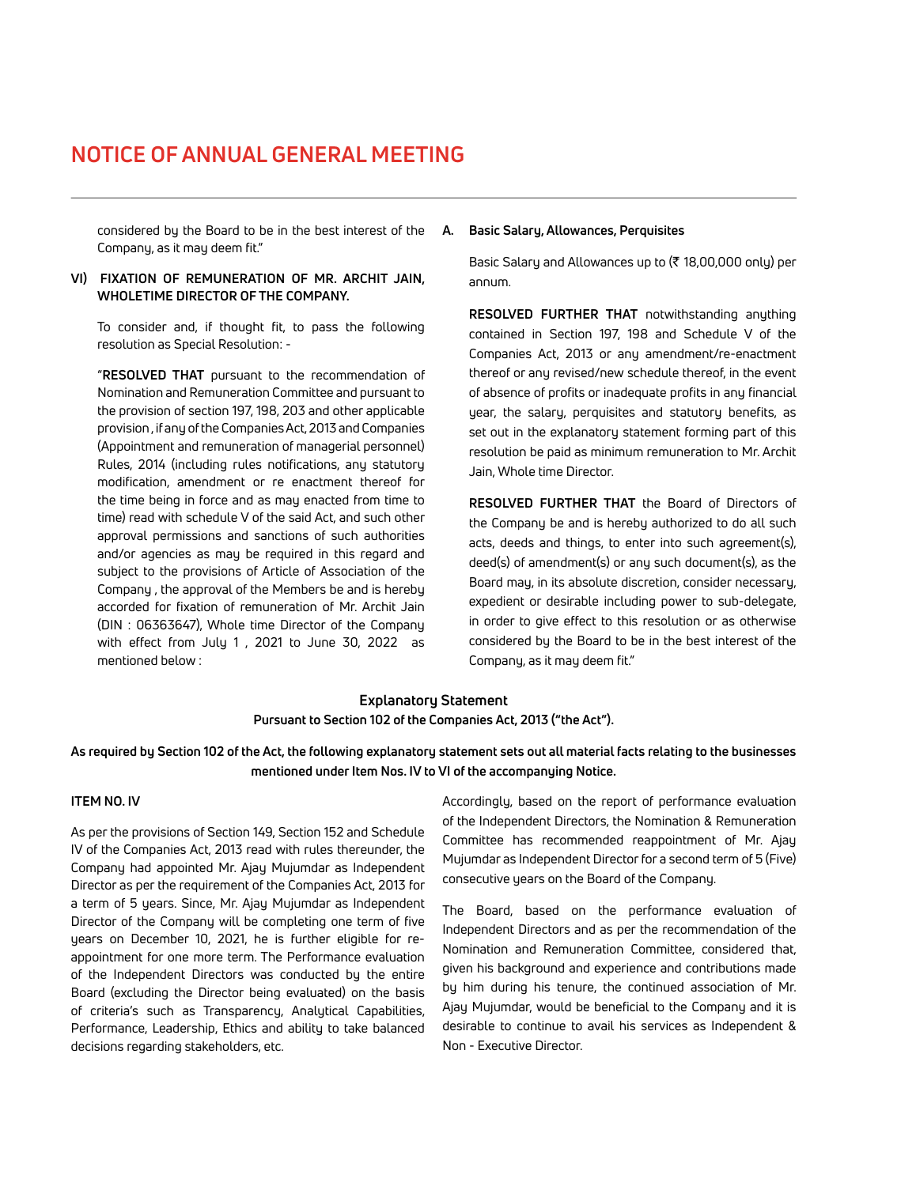considered by the Board to be in the best interest of the Company, as it may deem fit."

**VI) FIXATION OF REMUNERATION OF MR. ARCHIT JAIN, WHOLETIME DIRECTOR OF THE COMPANY.**

To consider and, if thought fit, to pass the following resolution as Special Resolution: -

"**RESOLVED THAT** pursuant to the recommendation of Nomination and Remuneration Committee and pursuant to the provision of section 197, 198, 203 and other applicable provision , if any of the Companies Act, 2013 and Companies (Appointment and remuneration of managerial personnel) Rules, 2014 (including rules notifications, any statutory modification, amendment or re enactment thereof for the time being in force and as may enacted from time to time) read with schedule V of the said Act, and such other approval permissions and sanctions of such authorities and/or agencies as may be required in this regard and subject to the provisions of Article of Association of the Company , the approval of the Members be and is hereby accorded for fixation of remuneration of Mr. Archit Jain (DIN : 06363647), Whole time Director of the Company with effect from July 1 , 2021 to June 30, 2022 as mentioned below :

**A. Basic Salary, Allowances, Perquisites**

Basic Salary and Allowances up to (₹ 18,00,000 only) per annum.

**RESOLVED FURTHER THAT** notwithstanding anything contained in Section 197, 198 and Schedule V of the Companies Act, 2013 or any amendment/re-enactment thereof or any revised/new schedule thereof, in the event of absence of profits or inadequate profits in any financial year, the salary, perquisites and statutory benefits, as set out in the explanatory statement forming part of this resolution be paid as minimum remuneration to Mr. Archit Jain, Whole time Director.

**RESOLVED FURTHER THAT** the Board of Directors of the Company be and is hereby authorized to do all such acts, deeds and things, to enter into such agreement(s), deed(s) of amendment(s) or any such document(s), as the Board may, in its absolute discretion, consider necessary, expedient or desirable including power to sub-delegate, in order to give effect to this resolution or as otherwise considered by the Board to be in the best interest of the Company, as it may deem fit."

## Explanatory Statement

**Pursuant to Section 102 of the Companies Act, 2013 ("the Act").**

**As required by Section 102 of the Act, the following explanatory statement sets out all material facts relating to the businesses mentioned under Item Nos. IV to VI of the accompanying Notice.**

**ITEM NO. IV**

As per the provisions of Section 149, Section 152 and Schedule IV of the Companies Act, 2013 read with rules thereunder, the Company had appointed Mr. Ajay Mujumdar as Independent Director as per the requirement of the Companies Act, 2013 for a term of 5 years. Since, Mr. Ajay Mujumdar as Independent Director of the Company will be completing one term of five years on December 10, 2021, he is further eligible for re-appointment for one more term. The Performance evaluation of the Independent Directors was conducted by the entire Board (excluding the Director being evaluated) on the basis of criteria's such as Transparency, Analytical Capabilities, Performance, Leadership, Ethics and ability to take balanced decisions regarding stakeholders, etc.

Accordingly, based on the report of performance evaluation of the Independent Directors, the Nomination & Remuneration Committee has recommended reappointment of Mr. Ajay Mujumdar as Independent Director for a second term of 5 (Five) consecutive years on the Board of the Company.

The Board, based on the performance evaluation of Independent Directors and as per the recommendation of the Nomination and Remuneration Committee, considered that, given his background and experience and contributions made by him during his tenure, the continued association of Mr. Ajay Mujumdar, would be beneficial to the Company and it is desirable to continue to avail his services as Independent & Non - Executive Director.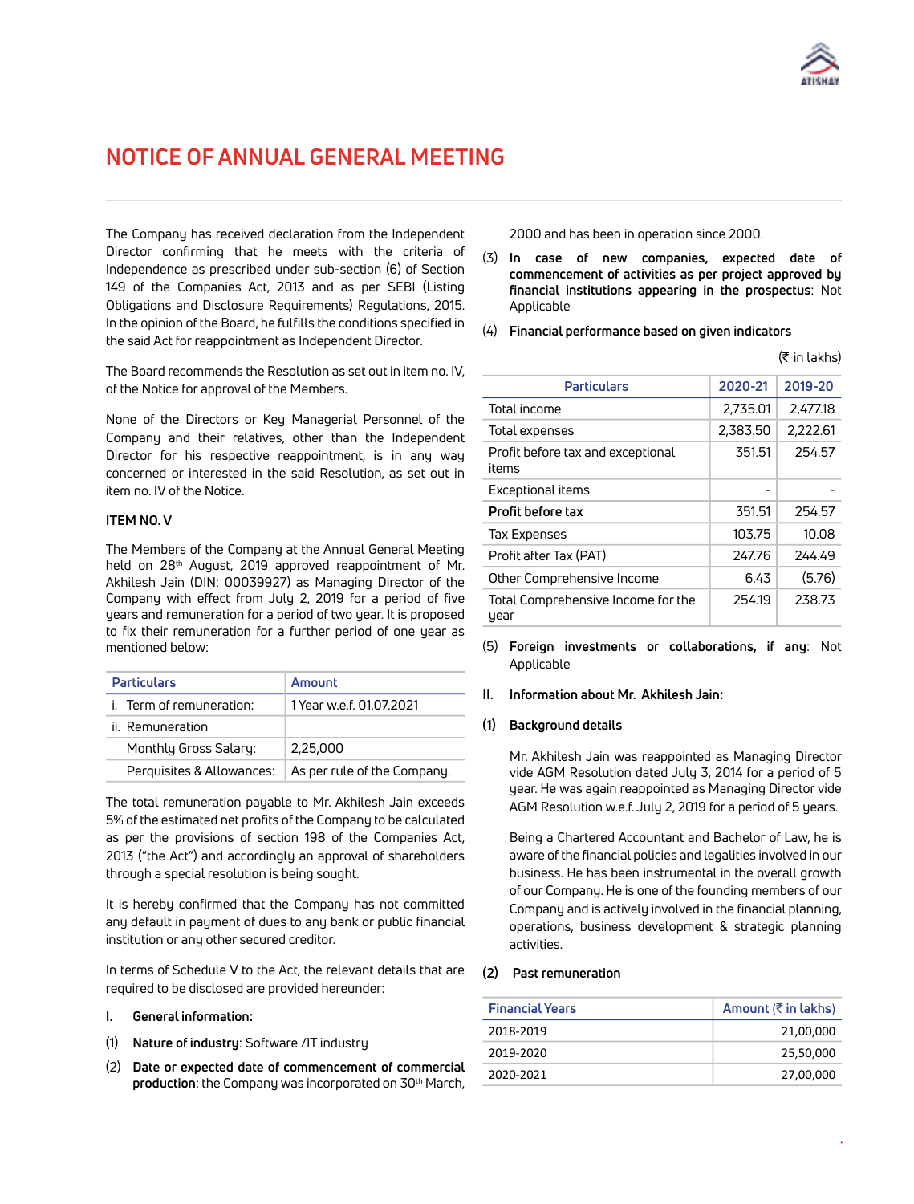# NOTICE OF ANNUAL GENERAL MEETING

The Company has received declaration from the Independent Director confirming that he meets with the criteria of Independence as prescribed under sub-section (6) of Section 149 of the Companies Act, 2013 and as per SEBI (Listing Obligations and Disclosure Requirements) Regulations, 2015. In the opinion of the Board, he fulfills the conditions specified in the said Act for reappointment as Independent Director.

The Board recommends the Resolution as set out in item no. IV, of the Notice for approval of the Members.

None of the Directors or Key Managerial Personnel of the Company and their relatives, other than the Independent Director for his respective reappointment, is in any way concerned or interested in the said Resolution, as set out in item no. IV of the Notice.

**ITEM NO. V**

The Members of the Company at the Annual General Meeting held on 28th August, 2019 approved reappointment of Mr. Akhilesh Jain (DIN: 00039927) as Managing Director of the Company with effect from July 2, 2019 for a period of five years and remuneration for a period of two year. It is proposed to fix their remuneration for a further period of one year as mentioned below:

| Particulars | Amount |
|---|---|
| i. Term of remuneration: | 1 Year w.e.f. 01.07.2021 |
| ii. Remuneration | |
| Monthly Gross Salary: | 2,25,000 |
| Perquisites & Allowances: | As per rule of the Company. |

The total remuneration payable to Mr. Akhilesh Jain exceeds 5% of the estimated net profits of the Company to be calculated as per the provisions of section 198 of the Companies Act, 2013 ("the Act") and accordingly an approval of shareholders through a special resolution is being sought.

It is hereby confirmed that the Company has not committed any default in payment of dues to any bank or public financial institution or any other secured creditor.

In terms of Schedule V to the Act, the relevant details that are required to be disclosed are provided hereunder:

**I. General information:**

(1) **Nature of industry**: Software /IT industry

(2) **Date or expected date of commencement of commercial production**: the Company was incorporated on 30th March, 2000 and has been in operation since 2000.

(3) **In case of new companies, expected date of commencement of activities as per project approved by financial institutions appearing in the prospectus**: Not Applicable

(4) **Financial performance based on given indicators**

(₹ in lakhs)

| Particulars | 2020-21 | 2019-20 |
|---|---|---|
| Total income | 2,735.01 | 2,477.18 |
| Total expenses | 2,383.50 | 2,222.61 |
| Profit before tax and exceptional items | 351.51 | 254.57 |
| Exceptional items | - | - |
| **Profit before tax** | 351.51 | 254.57 |
| Tax Expenses | 103.75 | 10.08 |
| Profit after Tax (PAT) | 247.76 | 244.49 |
| Other Comprehensive Income | 6.43 | (5.76) |
| Total Comprehensive Income for the year | 254.19 | 238.73 |

(5) **Foreign investments or collaborations, if any**: Not Applicable

**II. Information about Mr. Akhilesh Jain:**

**(1) Background details**

Mr. Akhilesh Jain was reappointed as Managing Director vide AGM Resolution dated July 3, 2014 for a period of 5 year. He was again reappointed as Managing Director vide AGM Resolution w.e.f. July 2, 2019 for a period of 5 years.

Being a Chartered Accountant and Bachelor of Law, he is aware of the financial policies and legalities involved in our business. He has been instrumental in the overall growth of our Company. He is one of the founding members of our Company and is actively involved in the financial planning, operations, business development & strategic planning activities.

**(2) Past remuneration**

| Financial Years | Amount (₹ in lakhs) |
|---|---|
| 2018-2019 | 21,00,000 |
| 2019-2020 | 25,50,000 |
| 2020-2021 | 27,00,000 |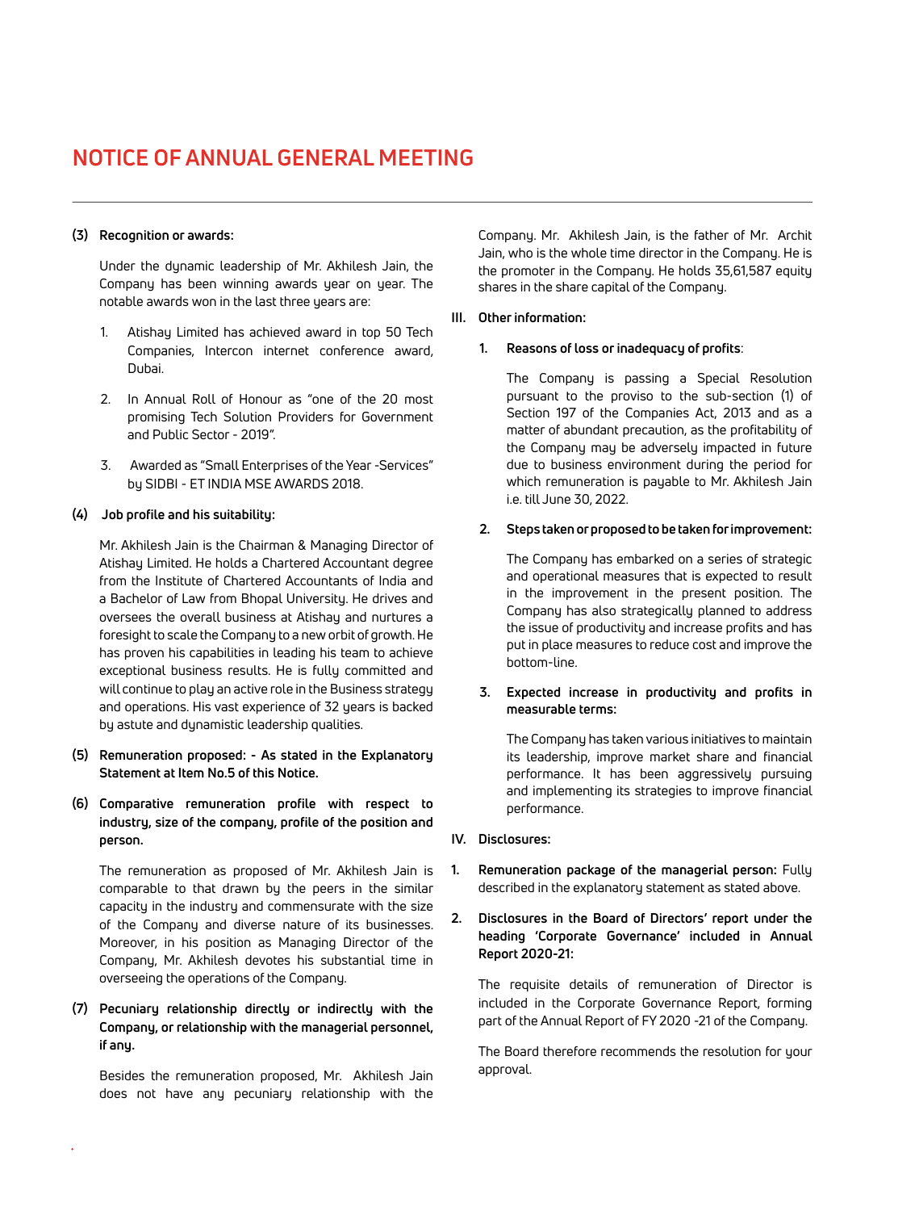# NOTICE OF ANNUAL GENERAL MEETING

**(3) Recognition or awards:**

Under the dynamic leadership of Mr. Akhilesh Jain, the Company has been winning awards year on year. The notable awards won in the last three years are:

1. Atishay Limited has achieved award in top 50 Tech Companies, Intercon internet conference award, Dubai.
2. In Annual Roll of Honour as "one of the 20 most promising Tech Solution Providers for Government and Public Sector - 2019".
3. Awarded as "Small Enterprises of the Year -Services" by SIDBI - ET INDIA MSE AWARDS 2018.

**(4) Job profile and his suitability:**

Mr. Akhilesh Jain is the Chairman & Managing Director of Atishay Limited. He holds a Chartered Accountant degree from the Institute of Chartered Accountants of India and a Bachelor of Law from Bhopal University. He drives and oversees the overall business at Atishay and nurtures a foresight to scale the Company to a new orbit of growth. He has proven his capabilities in leading his team to achieve exceptional business results. He is fully committed and will continue to play an active role in the Business strategy and operations. His vast experience of 32 years is backed by astute and dynamistic leadership qualities.

**(5) Remuneration proposed: - As stated in the Explanatory Statement at Item No.5 of this Notice.**

**(6) Comparative remuneration profile with respect to industry, size of the company, profile of the position and person.**

The remuneration as proposed of Mr. Akhilesh Jain is comparable to that drawn by the peers in the similar capacity in the industry and commensurate with the size of the Company and diverse nature of its businesses. Moreover, in his position as Managing Director of the Company, Mr. Akhilesh devotes his substantial time in overseeing the operations of the Company.

**(7) Pecuniary relationship directly or indirectly with the Company, or relationship with the managerial personnel, if any.**

Besides the remuneration proposed, Mr. Akhilesh Jain does not have any pecuniary relationship with the Company. Mr. Akhilesh Jain, is the father of Mr. Archit Jain, who is the whole time director in the Company. He is the promoter in the Company. He holds 35,61,587 equity shares in the share capital of the Company.

**III. Other information:**

**1. Reasons of loss or inadequacy of profits**:

The Company is passing a Special Resolution pursuant to the proviso to the sub-section (1) of Section 197 of the Companies Act, 2013 and as a matter of abundant precaution, as the profitability of the Company may be adversely impacted in future due to business environment during the period for which remuneration is payable to Mr. Akhilesh Jain i.e. till June 30, 2022.

**2. Steps taken or proposed to be taken for improvement:**

The Company has embarked on a series of strategic and operational measures that is expected to result in the improvement in the present position. The Company has also strategically planned to address the issue of productivity and increase profits and has put in place measures to reduce cost and improve the bottom-line.

**3. Expected increase in productivity and profits in measurable terms:**

The Company has taken various initiatives to maintain its leadership, improve market share and financial performance. It has been aggressively pursuing and implementing its strategies to improve financial performance.

**IV. Disclosures:**

**1. Remuneration package of the managerial person:** Fully described in the explanatory statement as stated above.

**2. Disclosures in the Board of Directors' report under the heading 'Corporate Governance' included in Annual Report 2020-21:**

The requisite details of remuneration of Director is included in the Corporate Governance Report, forming part of the Annual Report of FY 2020 -21 of the Company.

The Board therefore recommends the resolution for your approval.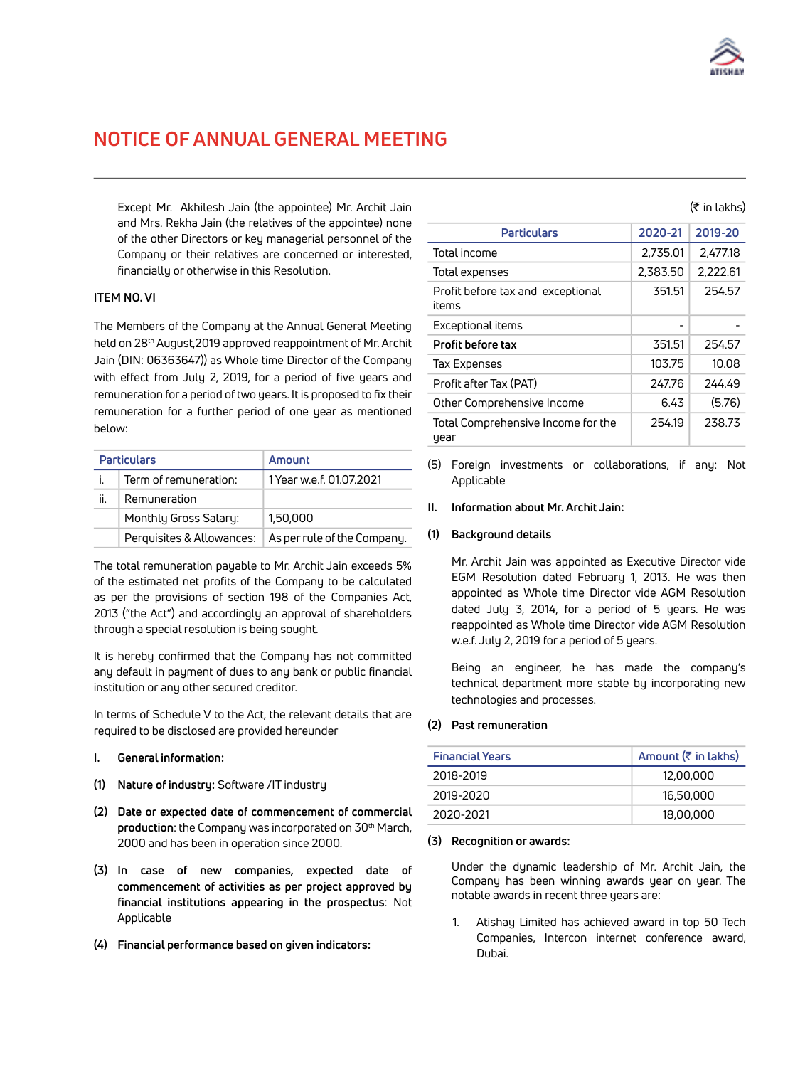## NOTICE OF ANNUAL GENERAL MEETING

Except Mr. Akhilesh Jain (the appointee) Mr. Archit Jain and Mrs. Rekha Jain (the relatives of the appointee) none of the other Directors or key managerial personnel of the Company or their relatives are concerned or interested, financially or otherwise in this Resolution.

**ITEM NO. VI**

The Members of the Company at the Annual General Meeting held on 28th August,2019 approved reappointment of Mr. Archit Jain (DIN: 06363647)) as Whole time Director of the Company with effect from July 2, 2019, for a period of five years and remuneration for a period of two years. It is proposed to fix their remuneration for a further period of one year as mentioned below:

| | Particulars | Amount |
|---|---|---|
| i. | Term of remuneration: | 1 Year w.e.f. 01.07.2021 |
| ii. | Remuneration | |
| | Monthly Gross Salary: | 1,50,000 |
| | Perquisites & Allowances: | As per rule of the Company. |

The total remuneration payable to Mr. Archit Jain exceeds 5% of the estimated net profits of the Company to be calculated as per the provisions of section 198 of the Companies Act, 2013 ("the Act") and accordingly an approval of shareholders through a special resolution is being sought.

It is hereby confirmed that the Company has not committed any default in payment of dues to any bank or public financial institution or any other secured creditor.

In terms of Schedule V to the Act, the relevant details that are required to be disclosed are provided hereunder

**I. General information:**

**(1) Nature of industry:** Software /IT industry

**(2) Date or expected date of commencement of commercial production**: the Company was incorporated on 30th March, 2000 and has been in operation since 2000.

**(3) In case of new companies, expected date of commencement of activities as per project approved by financial institutions appearing in the prospectus**: Not Applicable

**(4) Financial performance based on given indicators:**

(₹ in lakhs)

| Particulars | 2020-21 | 2019-20 |
|---|---|---|
| Total income | 2,735.01 | 2,477.18 |
| Total expenses | 2,383.50 | 2,222.61 |
| Profit before tax and exceptional items | 351.51 | 254.57 |
| Exceptional items | - | - |
| **Profit before tax** | 351.51 | 254.57 |
| Tax Expenses | 103.75 | 10.08 |
| Profit after Tax (PAT) | 247.76 | 244.49 |
| Other Comprehensive Income | 6.43 | (5.76) |
| Total Comprehensive Income for the year | 254.19 | 238.73 |

(5) Foreign investments or collaborations, if any: Not Applicable

**II. Information about Mr. Archit Jain:**

**(1) Background details**

Mr. Archit Jain was appointed as Executive Director vide EGM Resolution dated February 1, 2013. He was then appointed as Whole time Director vide AGM Resolution dated July 3, 2014, for a period of 5 years. He was reappointed as Whole time Director vide AGM Resolution w.e.f. July 2, 2019 for a period of 5 years.

Being an engineer, he has made the company's technical department more stable by incorporating new technologies and processes.

**(2) Past remuneration**

| Financial Years | Amount (₹ in lakhs) |
|---|---|
| 2018-2019 | 12,00,000 |
| 2019-2020 | 16,50,000 |
| 2020-2021 | 18,00,000 |

**(3) Recognition or awards:**

Under the dynamic leadership of Mr. Archit Jain, the Company has been winning awards year on year. The notable awards in recent three years are:

1. Atishay Limited has achieved award in top 50 Tech Companies, Intercon internet conference award, Dubai.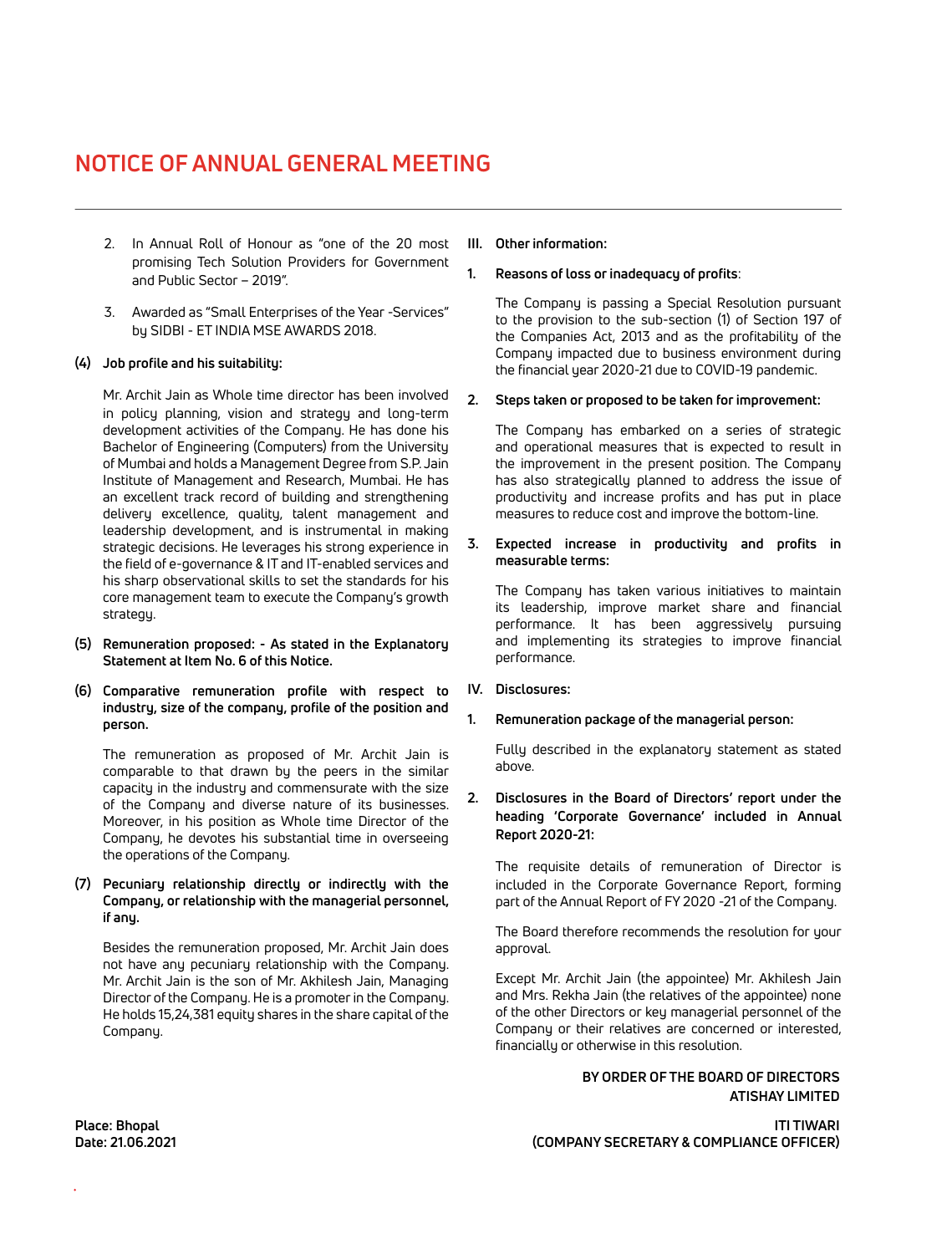# NOTICE OF ANNUAL GENERAL MEETING

2. In Annual Roll of Honour as "one of the 20 most promising Tech Solution Providers for Government and Public Sector – 2019".

3. Awarded as "Small Enterprises of the Year -Services" by SIDBI - ET INDIA MSE AWARDS 2018.

**(4) Job profile and his suitability:**

Mr. Archit Jain as Whole time director has been involved in policy planning, vision and strategy and long-term development activities of the Company. He has done his Bachelor of Engineering (Computers) from the University of Mumbai and holds a Management Degree from S.P. Jain Institute of Management and Research, Mumbai. He has an excellent track record of building and strengthening delivery excellence, quality, talent management and leadership development, and is instrumental in making strategic decisions. He leverages his strong experience in the field of e-governance & IT and IT-enabled services and his sharp observational skills to set the standards for his core management team to execute the Company's growth strategy.

**(5) Remuneration proposed: - As stated in the Explanatory Statement at Item No. 6 of this Notice.**

**(6) Comparative remuneration profile with respect to industry, size of the company, profile of the position and person.**

The remuneration as proposed of Mr. Archit Jain is comparable to that drawn by the peers in the similar capacity in the industry and commensurate with the size of the Company and diverse nature of its businesses. Moreover, in his position as Whole time Director of the Company, he devotes his substantial time in overseeing the operations of the Company.

**(7) Pecuniary relationship directly or indirectly with the Company, or relationship with the managerial personnel, if any.**

Besides the remuneration proposed, Mr. Archit Jain does not have any pecuniary relationship with the Company. Mr. Archit Jain is the son of Mr. Akhilesh Jain, Managing Director of the Company. He is a promoter in the Company. He holds 15,24,381 equity shares in the share capital of the Company.

**III. Other information:**

**1. Reasons of loss or inadequacy of profits**:

The Company is passing a Special Resolution pursuant to the provision to the sub-section (1) of Section 197 of the Companies Act, 2013 and as the profitability of the Company impacted due to business environment during the financial year 2020-21 due to COVID-19 pandemic.

**2. Steps taken or proposed to be taken for improvement:**

The Company has embarked on a series of strategic and operational measures that is expected to result in the improvement in the present position. The Company has also strategically planned to address the issue of productivity and increase profits and has put in place measures to reduce cost and improve the bottom-line.

**3. Expected increase in productivity and profits in measurable terms:**

The Company has taken various initiatives to maintain its leadership, improve market share and financial performance. It has been aggressively pursuing and implementing its strategies to improve financial performance.

**IV. Disclosures:**

**1. Remuneration package of the managerial person:**

Fully described in the explanatory statement as stated above.

**2. Disclosures in the Board of Directors' report under the heading 'Corporate Governance' included in Annual Report 2020-21:**

The requisite details of remuneration of Director is included in the Corporate Governance Report, forming part of the Annual Report of FY 2020 -21 of the Company.

The Board therefore recommends the resolution for your approval.

Except Mr. Archit Jain (the appointee) Mr. Akhilesh Jain and Mrs. Rekha Jain (the relatives of the appointee) none of the other Directors or key managerial personnel of the Company or their relatives are concerned or interested, financially or otherwise in this resolution.

**BY ORDER OF THE BOARD OF DIRECTORS**
**ATISHAY LIMITED**

**Place: Bhopal**
**Date: 21.06.2021**

**ITI TIWARI**
**(COMPANY SECRETARY & COMPLIANCE OFFICER)**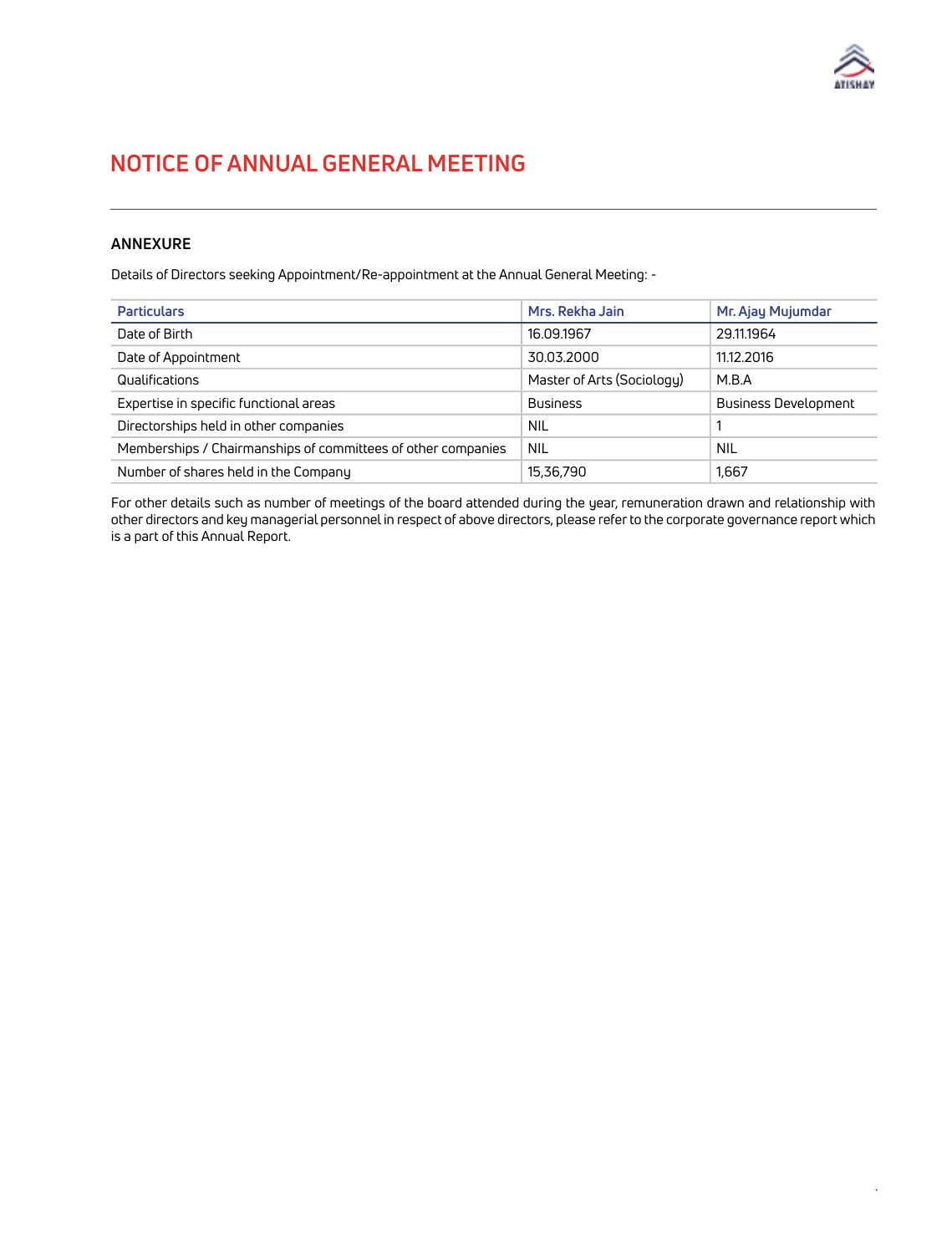# NOTICE OF ANNUAL GENERAL MEETING

## ANNEXURE

Details of Directors seeking Appointment/Re-appointment at the Annual General Meeting: -

| Particulars | Mrs. Rekha Jain | Mr. Ajay Mujumdar |
|---|---|---|
| Date of Birth | 16.09.1967 | 29.11.1964 |
| Date of Appointment | 30.03.2000 | 11.12.2016 |
| Qualifications | Master of Arts (Sociology) | M.B.A |
| Expertise in specific functional areas | Business | Business Development |
| Directorships held in other companies | NIL | 1 |
| Memberships / Chairmanships of committees of other companies | NIL | NIL |
| Number of shares held in the Company | 15,36,790 | 1,667 |

For other details such as number of meetings of the board attended during the year, remuneration drawn and relationship with other directors and key managerial personnel in respect of above directors, please refer to the corporate governance report which is a part of this Annual Report.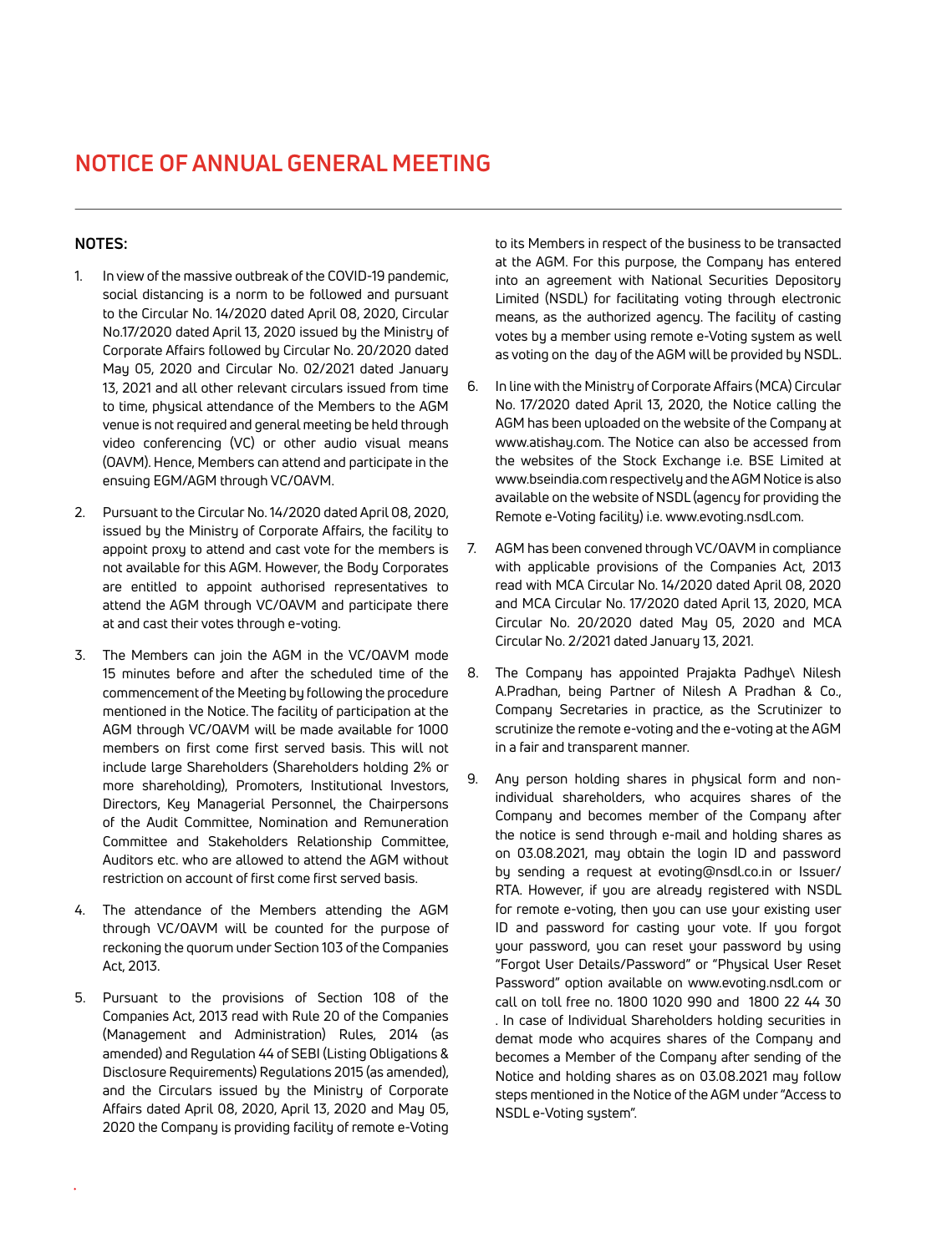# NOTICE OF ANNUAL GENERAL MEETING

**NOTES:**

1. In view of the massive outbreak of the COVID-19 pandemic, social distancing is a norm to be followed and pursuant to the Circular No. 14/2020 dated April 08, 2020, Circular No.17/2020 dated April 13, 2020 issued by the Ministry of Corporate Affairs followed by Circular No. 20/2020 dated May 05, 2020 and Circular No. 02/2021 dated January 13, 2021 and all other relevant circulars issued from time to time, physical attendance of the Members to the AGM venue is not required and general meeting be held through video conferencing (VC) or other audio visual means (OAVM). Hence, Members can attend and participate in the ensuing EGM/AGM through VC/OAVM.

2. Pursuant to the Circular No. 14/2020 dated April 08, 2020, issued by the Ministry of Corporate Affairs, the facility to appoint proxy to attend and cast vote for the members is not available for this AGM. However, the Body Corporates are entitled to appoint authorised representatives to attend the AGM through VC/OAVM and participate there at and cast their votes through e-voting.

3. The Members can join the AGM in the VC/OAVM mode 15 minutes before and after the scheduled time of the commencement of the Meeting by following the procedure mentioned in the Notice. The facility of participation at the AGM through VC/OAVM will be made available for 1000 members on first come first served basis. This will not include large Shareholders (Shareholders holding 2% or more shareholding), Promoters, Institutional Investors, Directors, Key Managerial Personnel, the Chairpersons of the Audit Committee, Nomination and Remuneration Committee and Stakeholders Relationship Committee, Auditors etc. who are allowed to attend the AGM without restriction on account of first come first served basis.

4. The attendance of the Members attending the AGM through VC/OAVM will be counted for the purpose of reckoning the quorum under Section 103 of the Companies Act, 2013.

5. Pursuant to the provisions of Section 108 of the Companies Act, 2013 read with Rule 20 of the Companies (Management and Administration) Rules, 2014 (as amended) and Regulation 44 of SEBI (Listing Obligations & Disclosure Requirements) Regulations 2015 (as amended), and the Circulars issued by the Ministry of Corporate Affairs dated April 08, 2020, April 13, 2020 and May 05, 2020 the Company is providing facility of remote e-Voting to its Members in respect of the business to be transacted at the AGM. For this purpose, the Company has entered into an agreement with National Securities Depository Limited (NSDL) for facilitating voting through electronic means, as the authorized agency. The facility of casting votes by a member using remote e-Voting system as well as voting on the day of the AGM will be provided by NSDL.

6. In line with the Ministry of Corporate Affairs (MCA) Circular No. 17/2020 dated April 13, 2020, the Notice calling the AGM has been uploaded on the website of the Company at www.atishay.com. The Notice can also be accessed from the websites of the Stock Exchange i.e. BSE Limited at www.bseindia.com respectively and the AGM Notice is also available on the website of NSDL (agency for providing the Remote e-Voting facility) i.e. www.evoting.nsdl.com.

7. AGM has been convened through VC/OAVM in compliance with applicable provisions of the Companies Act, 2013 read with MCA Circular No. 14/2020 dated April 08, 2020 and MCA Circular No. 17/2020 dated April 13, 2020, MCA Circular No. 20/2020 dated May 05, 2020 and MCA Circular No. 2/2021 dated January 13, 2021.

8. The Company has appointed Prajakta Padhye\ Nilesh A.Pradhan, being Partner of Nilesh A Pradhan & Co., Company Secretaries in practice, as the Scrutinizer to scrutinize the remote e-voting and the e-voting at the AGM in a fair and transparent manner.

9. Any person holding shares in physical form and non-individual shareholders, who acquires shares of the Company and becomes member of the Company after the notice is send through e-mail and holding shares as on 03.08.2021, may obtain the login ID and password by sending a request at evoting@nsdl.co.in or Issuer/RTA. However, if you are already registered with NSDL for remote e-voting, then you can use your existing user ID and password for casting your vote. If you forgot your password, you can reset your password by using "Forgot User Details/Password" or "Physical User Reset Password" option available on www.evoting.nsdl.com or call on toll free no. 1800 1020 990 and 1800 22 44 30 . In case of Individual Shareholders holding securities in demat mode who acquires shares of the Company and becomes a Member of the Company after sending of the Notice and holding shares as on 03.08.2021 may follow steps mentioned in the Notice of the AGM under "Access to NSDL e-Voting system".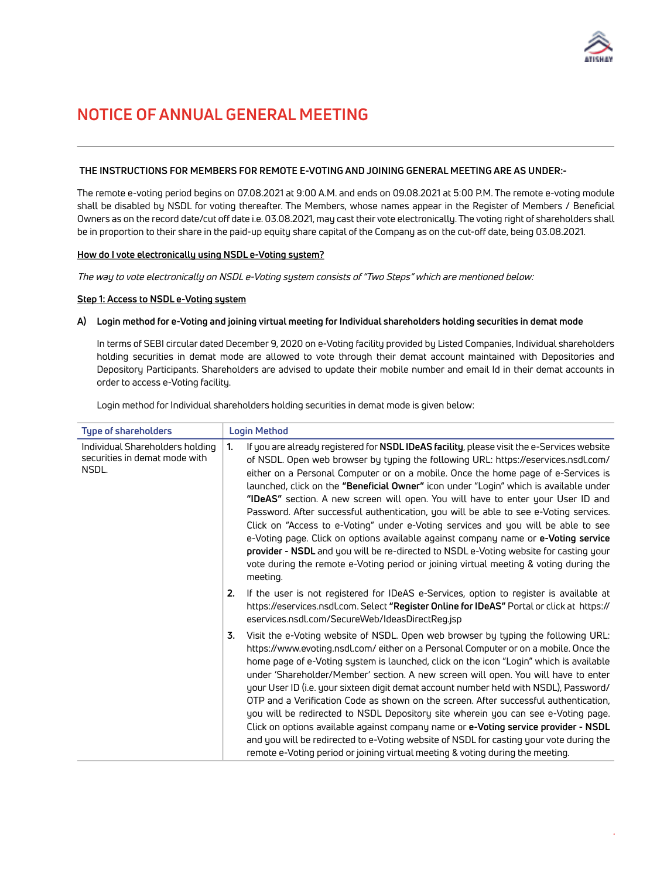# NOTICE OF ANNUAL GENERAL MEETING

**THE INSTRUCTIONS FOR MEMBERS FOR REMOTE E-VOTING AND JOINING GENERAL MEETING ARE AS UNDER:-**

The remote e-voting period begins on 07.08.2021 at 9:00 A.M. and ends on 09.08.2021 at 5:00 P.M. The remote e-voting module shall be disabled by NSDL for voting thereafter. The Members, whose names appear in the Register of Members / Beneficial Owners as on the record date/cut off date i.e. 03.08.2021, may cast their vote electronically. The voting right of shareholders shall be in proportion to their share in the paid-up equity share capital of the Company as on the cut-off date, being 03.08.2021.

**How do I vote electronically using NSDL e-Voting system?**

*The way to vote electronically on NSDL e-Voting system consists of "Two Steps" which are mentioned below:*

**Step 1: Access to NSDL e-Voting system**

**A) Login method for e-Voting and joining virtual meeting for Individual shareholders holding securities in demat mode**

In terms of SEBI circular dated December 9, 2020 on e-Voting facility provided by Listed Companies, Individual shareholders holding securities in demat mode are allowed to vote through their demat account maintained with Depositories and Depository Participants. Shareholders are advised to update their mobile number and email Id in their demat accounts in order to access e-Voting facility.

Login method for Individual shareholders holding securities in demat mode is given below:

| Type of shareholders | Login Method |
|---|---|
| Individual Shareholders holding securities in demat mode with NSDL. | 1. If you are already registered for **NSDL IDeAS facility**, please visit the e-Services website of NSDL. Open web browser by typing the following URL: https://eservices.nsdl.com/ either on a Personal Computer or on a mobile. Once the home page of e-Services is launched, click on the **"Beneficial Owner"** icon under "Login" which is available under **"IDeAS"** section. A new screen will open. You will have to enter your User ID and Password. After successful authentication, you will be able to see e-Voting services. Click on "Access to e-Voting" under e-Voting services and you will be able to see e-Voting page. Click on options available against company name or **e-Voting service provider - NSDL** and you will be re-directed to NSDL e-Voting website for casting your vote during the remote e-Voting period or joining virtual meeting & voting during the meeting.<br>2. If the user is not registered for IDeAS e-Services, option to register is available at https://eservices.nsdl.com. Select **"Register Online for IDeAS"** Portal or click at https://eservices.nsdl.com/SecureWeb/IdeasDirectReg.jsp<br>3. Visit the e-Voting website of NSDL. Open web browser by typing the following URL: https://www.evoting.nsdl.com/ either on a Personal Computer or on a mobile. Once the home page of e-Voting system is launched, click on the icon "Login" which is available under 'Shareholder/Member' section. A new screen will open. You will have to enter your User ID (i.e. your sixteen digit demat account number held with NSDL), Password/OTP and a Verification Code as shown on the screen. After successful authentication, you will be redirected to NSDL Depository site wherein you can see e-Voting page. Click on options available against company name or **e-Voting service provider - NSDL** and you will be redirected to e-Voting website of NSDL for casting your vote during the remote e-Voting period or joining virtual meeting & voting during the meeting. |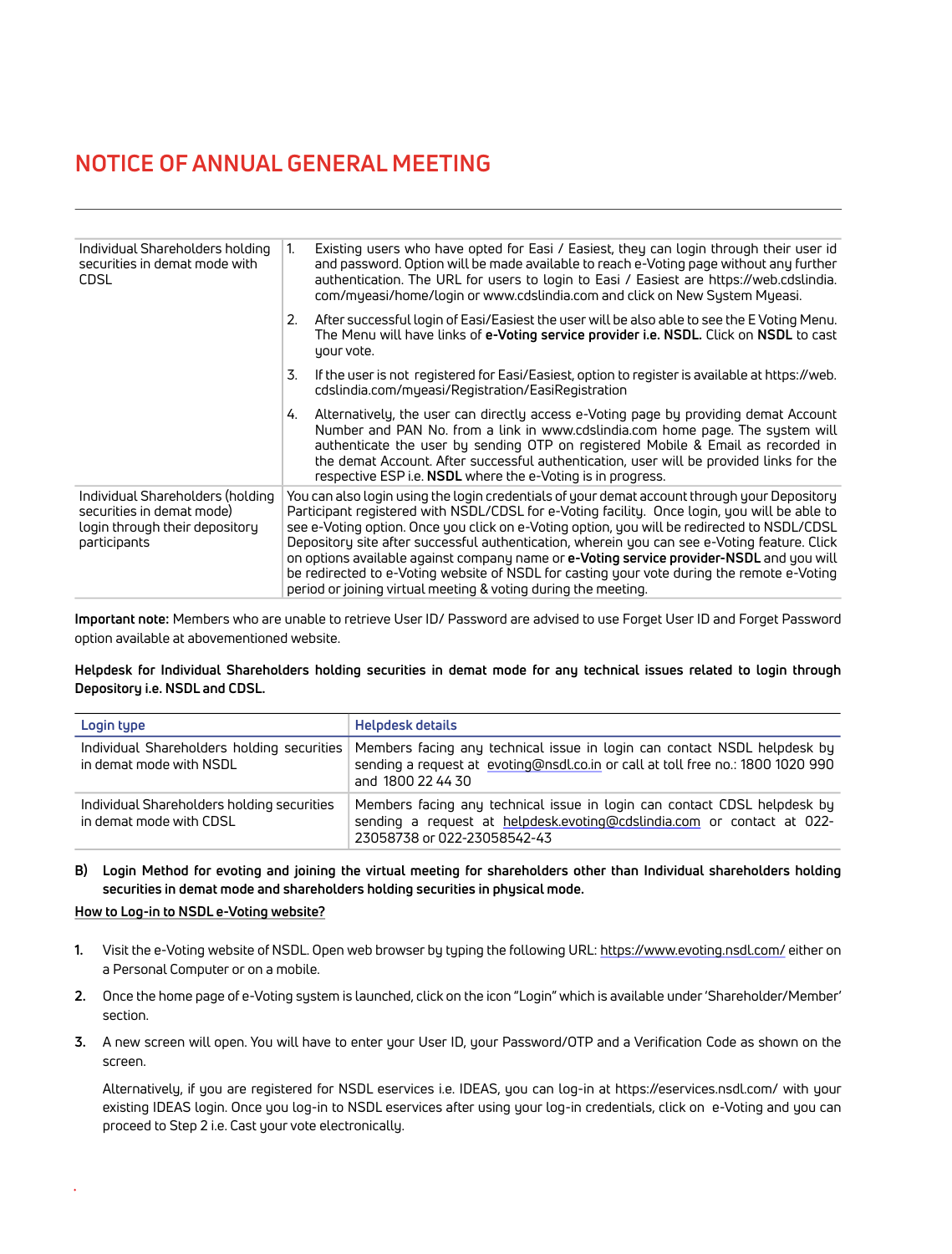# NOTICE OF ANNUAL GENERAL MEETING

| | |
|---|---|
| Individual Shareholders holding securities in demat mode with CDSL | 1. Existing users who have opted for Easi / Easiest, they can login through their user id and password. Option will be made available to reach e-Voting page without any further authentication. The URL for users to login to Easi / Easiest are https://web.cdslindia.com/myeasi/home/login or www.cdslindia.com and click on New System Myeasi.<br>2. After successful login of Easi/Easiest the user will be also able to see the E Voting Menu. The Menu will have links of **e-Voting service provider i.e. NSDL.** Click on **NSDL** to cast your vote.<br>3. If the user is not registered for Easi/Easiest, option to register is available at https://web.cdslindia.com/myeasi/Registration/EasiRegistration<br>4. Alternatively, the user can directly access e-Voting page by providing demat Account Number and PAN No. from a link in www.cdslindia.com home page. The system will authenticate the user by sending OTP on registered Mobile & Email as recorded in the demat Account. After successful authentication, user will be provided links for the respective ESP i.e. **NSDL** where the e-Voting is in progress. |
| Individual Shareholders (holding securities in demat mode) login through their depository participants | You can also login using the login credentials of your demat account through your Depository Participant registered with NSDL/CDSL for e-Voting facility. Once login, you will be able to see e-Voting option. Once you click on e-Voting option, you will be redirected to NSDL/CDSL Depository site after successful authentication, wherein you can see e-Voting feature. Click on options available against company name or **e-Voting service provider-NSDL** and you will be redirected to e-Voting website of NSDL for casting your vote during the remote e-Voting period or joining virtual meeting & voting during the meeting. |

**Important note:** Members who are unable to retrieve User ID/ Password are advised to use Forget User ID and Forget Password option available at abovementioned website.

**Helpdesk for Individual Shareholders holding securities in demat mode for any technical issues related to login through Depository i.e. NSDL and CDSL.**

| Login type | Helpdesk details |
|---|---|
| Individual Shareholders holding securities in demat mode with NSDL | Members facing any technical issue in login can contact NSDL helpdesk by sending a request at evoting@nsdl.co.in or call at toll free no.: 1800 1020 990 and 1800 22 44 30 |
| Individual Shareholders holding securities in demat mode with CDSL | Members facing any technical issue in login can contact CDSL helpdesk by sending a request at helpdesk.evoting@cdslindia.com or contact at 022-23058738 or 022-23058542-43 |

**B) Login Method for evoting and joining the virtual meeting for shareholders other than Individual shareholders holding securities in demat mode and shareholders holding securities in physical mode.**

**How to Log-in to NSDL e-Voting website?**

1. Visit the e-Voting website of NSDL. Open web browser by typing the following URL: https://www.evoting.nsdl.com/ either on a Personal Computer or on a mobile.
2. Once the home page of e-Voting system is launched, click on the icon "Login" which is available under 'Shareholder/Member' section.
3. A new screen will open. You will have to enter your User ID, your Password/OTP and a Verification Code as shown on the screen.

   Alternatively, if you are registered for NSDL eservices i.e. IDEAS, you can log-in at https://eservices.nsdl.com/ with your existing IDEAS login. Once you log-in to NSDL eservices after using your log-in credentials, click on e-Voting and you can proceed to Step 2 i.e. Cast your vote electronically.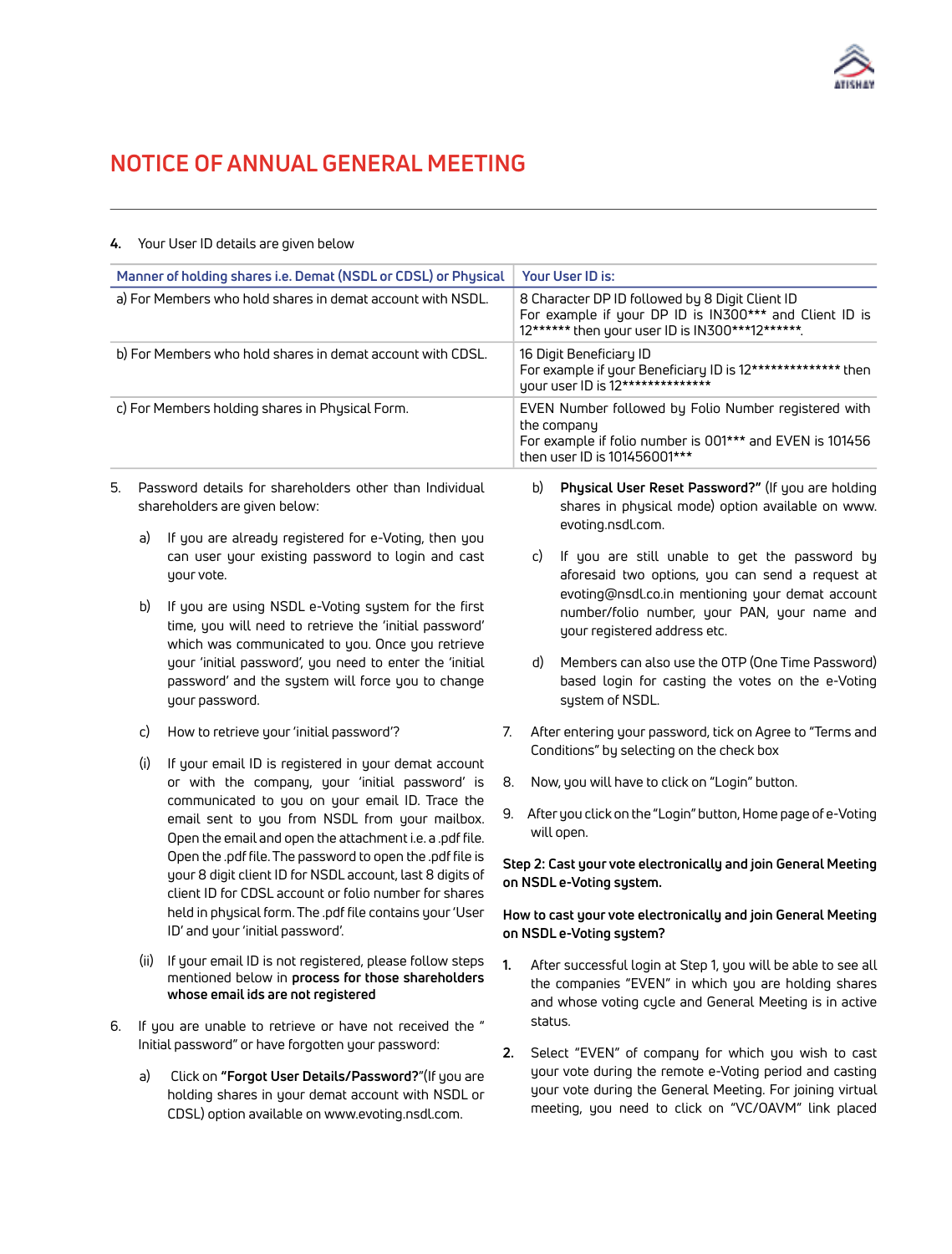## NOTICE OF ANNUAL GENERAL MEETING

4. Your User ID details are given below

| Manner of holding shares i.e. Demat (NSDL or CDSL) or Physical | Your User ID is: |
|---|---|
| a) For Members who hold shares in demat account with NSDL. | 8 Character DP ID followed by 8 Digit Client ID<br>For example if your DP ID is IN300*** and Client ID is 12****** then your user ID is IN300***12******. |
| b) For Members who hold shares in demat account with CDSL. | 16 Digit Beneficiary ID<br>For example if your Beneficiary ID is 12************** then your user ID is 12************** |
| c) For Members holding shares in Physical Form. | EVEN Number followed by Folio Number registered with the company<br>For example if folio number is 001*** and EVEN is 101456 then user ID is 101456001*** |

5. Password details for shareholders other than Individual shareholders are given below:

   a) If you are already registered for e-Voting, then you can user your existing password to login and cast your vote.

   b) If you are using NSDL e-Voting system for the first time, you will need to retrieve the 'initial password' which was communicated to you. Once you retrieve your 'initial password', you need to enter the 'initial password' and the system will force you to change your password.

   c) How to retrieve your 'initial password'?

   (i) If your email ID is registered in your demat account or with the company, your 'initial password' is communicated to you on your email ID. Trace the email sent to you from NSDL from your mailbox. Open the email and open the attachment i.e. a .pdf file. Open the .pdf file. The password to open the .pdf file is your 8 digit client ID for NSDL account, last 8 digits of client ID for CDSL account or folio number for shares held in physical form. The .pdf file contains your 'User ID' and your 'initial password'.

   (ii) If your email ID is not registered, please follow steps mentioned below in **process for those shareholders whose email ids are not registered**

6. If you are unable to retrieve or have not received the " Initial password" or have forgotten your password:

   a) Click on **"Forgot User Details/Password?"**(If you are holding shares in your demat account with NSDL or CDSL) option available on www.evoting.nsdl.com.

   b) **Physical User Reset Password?"** (If you are holding shares in physical mode) option available on www.evoting.nsdl.com.

   c) If you are still unable to get the password by aforesaid two options, you can send a request at evoting@nsdl.co.in mentioning your demat account number/folio number, your PAN, your name and your registered address etc.

   d) Members can also use the OTP (One Time Password) based login for casting the votes on the e-Voting system of NSDL.

7. After entering your password, tick on Agree to "Terms and Conditions" by selecting on the check box

8. Now, you will have to click on "Login" button.

9. After you click on the "Login" button, Home page of e-Voting will open.

**Step 2: Cast your vote electronically and join General Meeting on NSDL e-Voting system.**

**How to cast your vote electronically and join General Meeting on NSDL e-Voting system?**

1. After successful login at Step 1, you will be able to see all the companies "EVEN" in which you are holding shares and whose voting cycle and General Meeting is in active status.

2. Select "EVEN" of company for which you wish to cast your vote during the remote e-Voting period and casting your vote during the General Meeting. For joining virtual meeting, you need to click on "VC/OAVM" link placed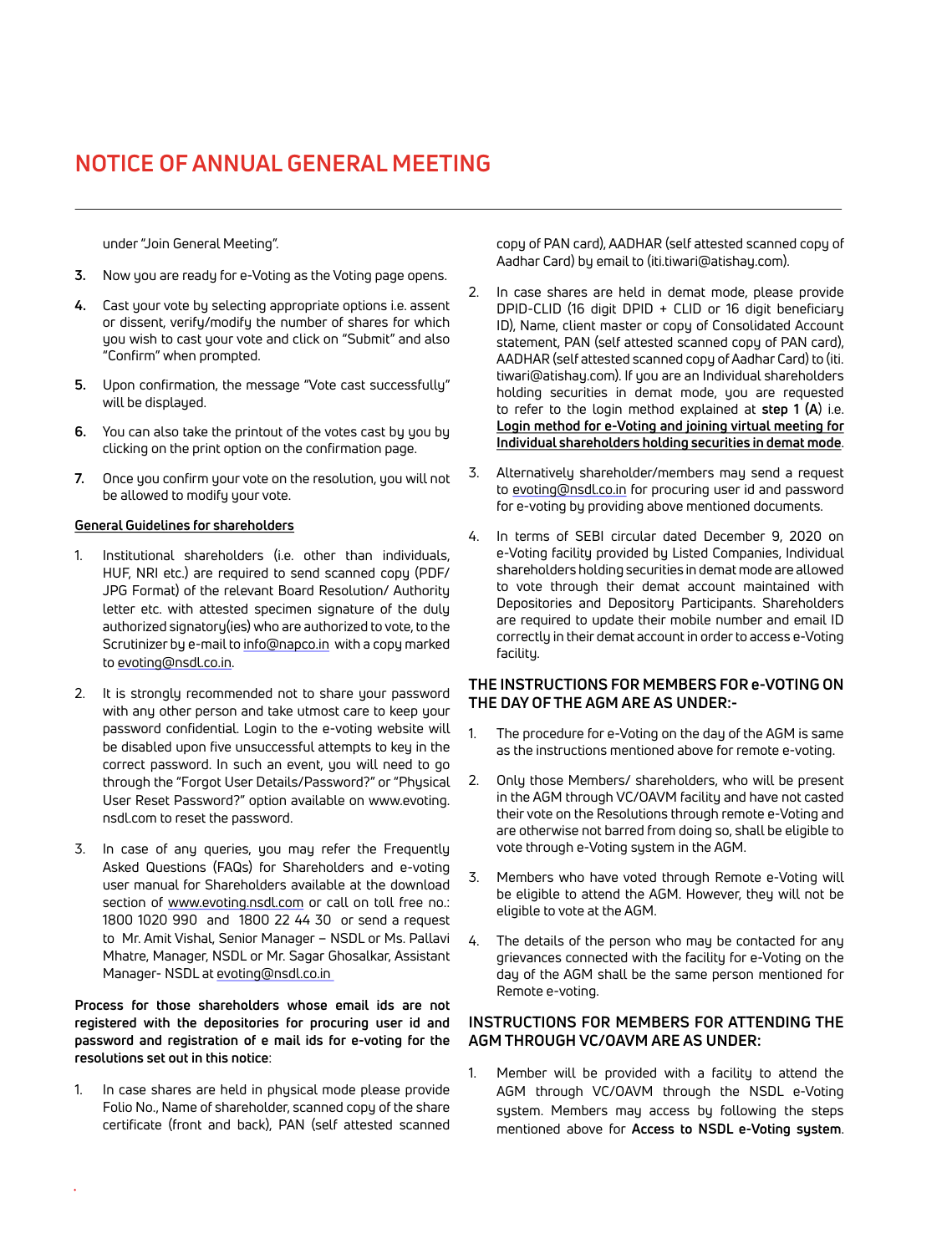under "Join General Meeting".

3. Now you are ready for e-Voting as the Voting page opens.

4. Cast your vote by selecting appropriate options i.e. assent or dissent, verify/modify the number of shares for which you wish to cast your vote and click on "Submit" and also "Confirm" when prompted.

5. Upon confirmation, the message "Vote cast successfully" will be displayed.

6. You can also take the printout of the votes cast by you by clicking on the print option on the confirmation page.

7. Once you confirm your vote on the resolution, you will not be allowed to modify your vote.

**General Guidelines for shareholders**

1. Institutional shareholders (i.e. other than individuals, HUF, NRI etc.) are required to send scanned copy (PDF/JPG Format) of the relevant Board Resolution/ Authority letter etc. with attested specimen signature of the duly authorized signatory(ies) who are authorized to vote, to the Scrutinizer by e-mail to info@napco.in with a copy marked to evoting@nsdl.co.in.

2. It is strongly recommended not to share your password with any other person and take utmost care to keep your password confidential. Login to the e-voting website will be disabled upon five unsuccessful attempts to key in the correct password. In such an event, you will need to go through the "Forgot User Details/Password?" or "Physical User Reset Password?" option available on www.evoting.nsdl.com to reset the password.

3. In case of any queries, you may refer the Frequently Asked Questions (FAQs) for Shareholders and e-voting user manual for Shareholders available at the download section of www.evoting.nsdl.com or call on toll free no.: 1800 1020 990 and 1800 22 44 30 or send a request to Mr. Amit Vishal, Senior Manager – NSDL or Ms. Pallavi Mhatre, Manager, NSDL or Mr. Sagar Ghosalkar, Assistant Manager- NSDL at evoting@nsdl.co.in

**Process for those shareholders whose email ids are not registered with the depositories for procuring user id and password and registration of e mail ids for e-voting for the resolutions set out in this notice**:

1. In case shares are held in physical mode please provide Folio No., Name of shareholder, scanned copy of the share certificate (front and back), PAN (self attested scanned copy of PAN card), AADHAR (self attested scanned copy of Aadhar Card) by email to (iti.tiwari@atishay.com).

2. In case shares are held in demat mode, please provide DPID-CLID (16 digit DPID + CLID or 16 digit beneficiary ID), Name, client master or copy of Consolidated Account statement, PAN (self attested scanned copy of PAN card), AADHAR (self attested scanned copy of Aadhar Card) to (iti.tiwari@atishay.com). If you are an Individual shareholders holding securities in demat mode, you are requested to refer to the login method explained at **step 1 (A**) i.e. **Login method for e-Voting and joining virtual meeting for Individual shareholders holding securities in demat mode**.

3. Alternatively shareholder/members may send a request to evoting@nsdl.co.in for procuring user id and password for e-voting by providing above mentioned documents.

4. In terms of SEBI circular dated December 9, 2020 on e-Voting facility provided by Listed Companies, Individual shareholders holding securities in demat mode are allowed to vote through their demat account maintained with Depositories and Depository Participants. Shareholders are required to update their mobile number and email ID correctly in their demat account in order to access e-Voting facility.

### THE INSTRUCTIONS FOR MEMBERS FOR e-VOTING ON THE DAY OF THE AGM ARE AS UNDER:-

1. The procedure for e-Voting on the day of the AGM is same as the instructions mentioned above for remote e-voting.

2. Only those Members/ shareholders, who will be present in the AGM through VC/OAVM facility and have not casted their vote on the Resolutions through remote e-Voting and are otherwise not barred from doing so, shall be eligible to vote through e-Voting system in the AGM.

3. Members who have voted through Remote e-Voting will be eligible to attend the AGM. However, they will not be eligible to vote at the AGM.

4. The details of the person who may be contacted for any grievances connected with the facility for e-Voting on the day of the AGM shall be the same person mentioned for Remote e-voting.

### INSTRUCTIONS FOR MEMBERS FOR ATTENDING THE AGM THROUGH VC/OAVM ARE AS UNDER:

1. Member will be provided with a facility to attend the AGM through VC/OAVM through the NSDL e-Voting system. Members may access by following the steps mentioned above for **Access to NSDL e-Voting system**.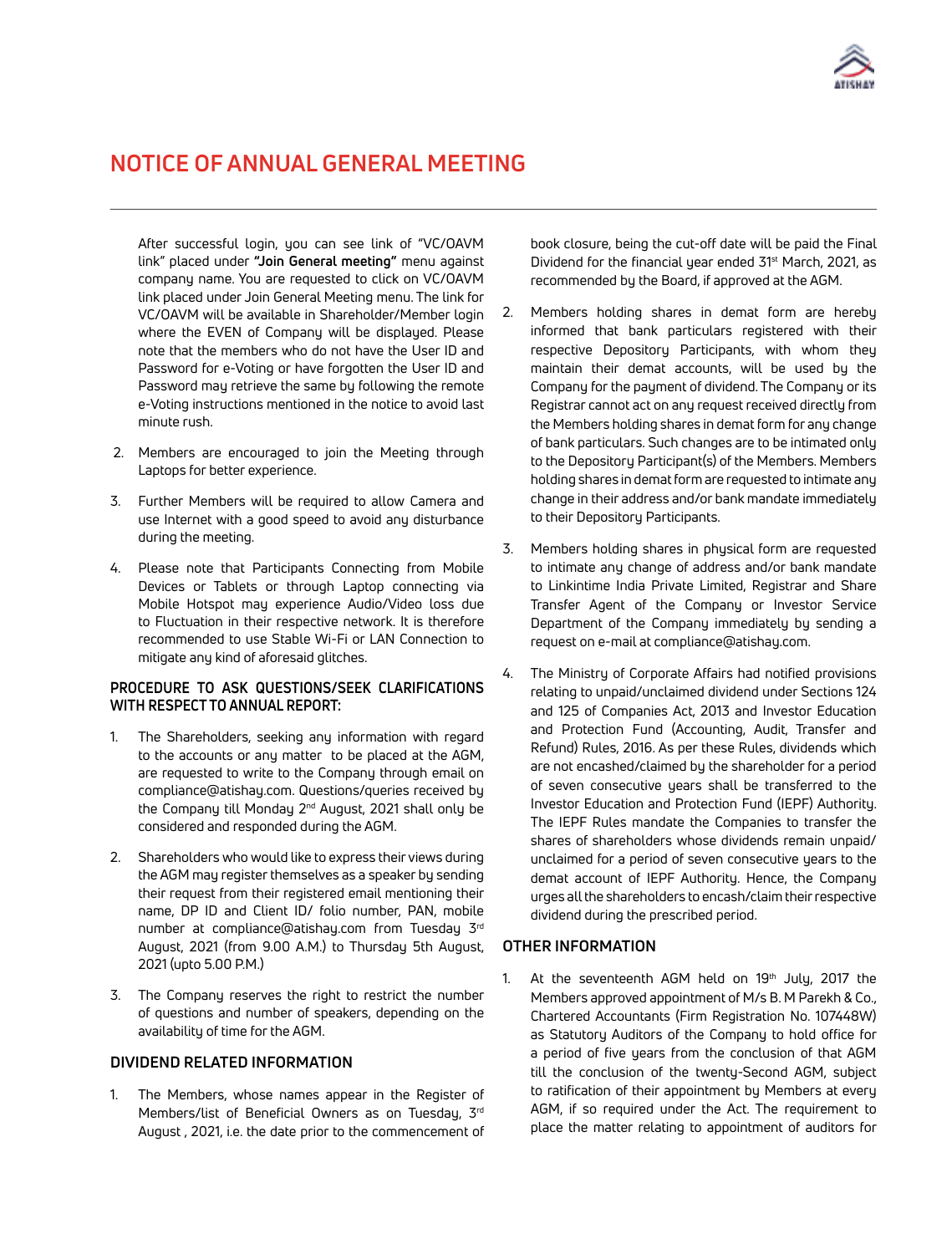# NOTICE OF ANNUAL GENERAL MEETING

After successful login, you can see link of "VC/OAVM link" placed under **"Join General meeting"** menu against company name. You are requested to click on VC/OAVM link placed under Join General Meeting menu. The link for VC/OAVM will be available in Shareholder/Member login where the EVEN of Company will be displayed. Please note that the members who do not have the User ID and Password for e-Voting or have forgotten the User ID and Password may retrieve the same by following the remote e-Voting instructions mentioned in the notice to avoid last minute rush.

2. Members are encouraged to join the Meeting through Laptops for better experience.

3. Further Members will be required to allow Camera and use Internet with a good speed to avoid any disturbance during the meeting.

4. Please note that Participants Connecting from Mobile Devices or Tablets or through Laptop connecting via Mobile Hotspot may experience Audio/Video loss due to Fluctuation in their respective network. It is therefore recommended to use Stable Wi-Fi or LAN Connection to mitigate any kind of aforesaid glitches.

### PROCEDURE TO ASK QUESTIONS/SEEK CLARIFICATIONS WITH RESPECT TO ANNUAL REPORT:

1. The Shareholders, seeking any information with regard to the accounts or any matter to be placed at the AGM, are requested to write to the Company through email on compliance@atishay.com. Questions/queries received by the Company till Monday 2nd August, 2021 shall only be considered and responded during the AGM.

2. Shareholders who would like to express their views during the AGM may register themselves as a speaker by sending their request from their registered email mentioning their name, DP ID and Client ID/ folio number, PAN, mobile number at compliance@atishay.com from Tuesday 3rd August, 2021 (from 9.00 A.M.) to Thursday 5th August, 2021 (upto 5.00 P.M.)

3. The Company reserves the right to restrict the number of questions and number of speakers, depending on the availability of time for the AGM.

### DIVIDEND RELATED INFORMATION

1. The Members, whose names appear in the Register of Members/list of Beneficial Owners as on Tuesday, 3rd August , 2021, i.e. the date prior to the commencement of book closure, being the cut-off date will be paid the Final Dividend for the financial year ended 31st March, 2021, as recommended by the Board, if approved at the AGM.

2. Members holding shares in demat form are hereby informed that bank particulars registered with their respective Depository Participants, with whom they maintain their demat accounts, will be used by the Company for the payment of dividend. The Company or its Registrar cannot act on any request received directly from the Members holding shares in demat form for any change of bank particulars. Such changes are to be intimated only to the Depository Participant(s) of the Members. Members holding shares in demat form are requested to intimate any change in their address and/or bank mandate immediately to their Depository Participants.

3. Members holding shares in physical form are requested to intimate any change of address and/or bank mandate to Linkintime India Private Limited, Registrar and Share Transfer Agent of the Company or Investor Service Department of the Company immediately by sending a request on e-mail at compliance@atishay.com.

4. The Ministry of Corporate Affairs had notified provisions relating to unpaid/unclaimed dividend under Sections 124 and 125 of Companies Act, 2013 and Investor Education and Protection Fund (Accounting, Audit, Transfer and Refund) Rules, 2016. As per these Rules, dividends which are not encashed/claimed by the shareholder for a period of seven consecutive years shall be transferred to the Investor Education and Protection Fund (IEPF) Authority. The IEPF Rules mandate the Companies to transfer the shares of shareholders whose dividends remain unpaid/ unclaimed for a period of seven consecutive years to the demat account of IEPF Authority. Hence, the Company urges all the shareholders to encash/claim their respective dividend during the prescribed period.

### OTHER INFORMATION

1. At the seventeenth AGM held on 19th July, 2017 the Members approved appointment of M/s B. M Parekh & Co., Chartered Accountants (Firm Registration No. 107448W) as Statutory Auditors of the Company to hold office for a period of five years from the conclusion of that AGM till the conclusion of the twenty-Second AGM, subject to ratification of their appointment by Members at every AGM, if so required under the Act. The requirement to place the matter relating to appointment of auditors for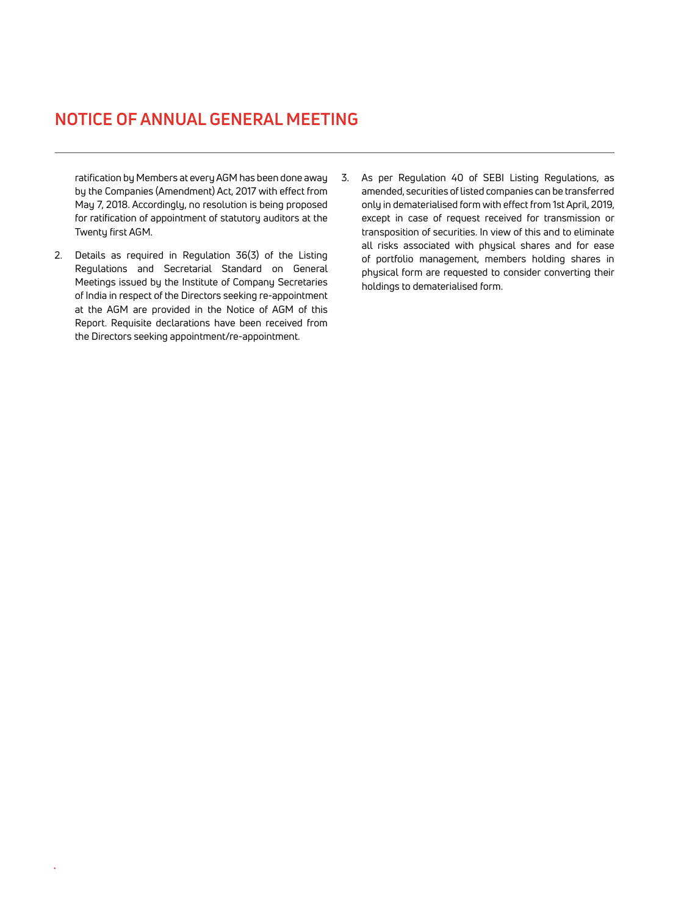# NOTICE OF ANNUAL GENERAL MEETING

ratification by Members at every AGM has been done away by the Companies (Amendment) Act, 2017 with effect from May 7, 2018. Accordingly, no resolution is being proposed for ratification of appointment of statutory auditors at the Twenty first AGM.

2. Details as required in Regulation 36(3) of the Listing Regulations and Secretarial Standard on General Meetings issued by the Institute of Company Secretaries of India in respect of the Directors seeking re-appointment at the AGM are provided in the Notice of AGM of this Report. Requisite declarations have been received from the Directors seeking appointment/re-appointment.

3. As per Regulation 40 of SEBI Listing Regulations, as amended, securities of listed companies can be transferred only in dematerialised form with effect from 1st April, 2019, except in case of request received for transmission or transposition of securities. In view of this and to eliminate all risks associated with physical shares and for ease of portfolio management, members holding shares in physical form are requested to consider converting their holdings to dematerialised form.